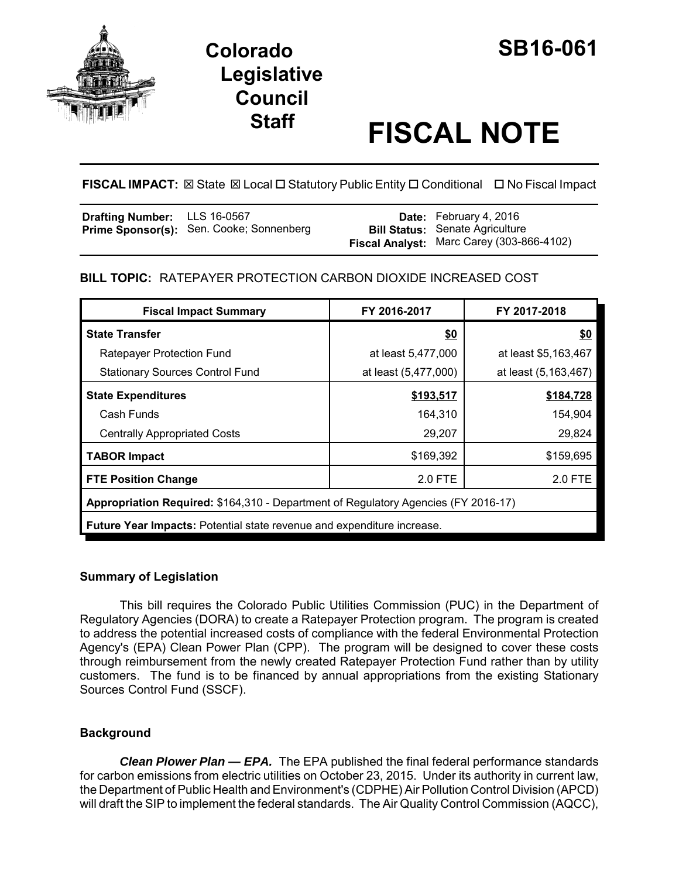# Colorado Legislative Council Staff

# SB16-061

# FISCAL NOTE

**FISCAL IMPACT:** ☒ State ☒ Local ☐ Statutory Public Entity ☐ Conditional ☐ No Fiscal Impact

| | | | |
|---|---|---|---|
| **Drafting Number:** | LLS 16-0567 | **Date:** | February 4, 2016 |
| **Prime Sponsor(s):** | Sen. Cooke; Sonnenberg | **Bill Status:** | Senate Agriculture |
| | | **Fiscal Analyst:** | Marc Carey (303-866-4102) |

**BILL TOPIC:** RATEPAYER PROTECTION CARBON DIOXIDE INCREASED COST

| Fiscal Impact Summary | FY 2016-2017 | FY 2017-2018 |
|---|---|---|
| **State Transfer** | **$0** | **$0** |
| Ratepayer Protection Fund | at least 5,477,000 | at least $5,163,467 |
| Stationary Sources Control Fund | at least (5,477,000) | at least (5,163,467) |
| **State Expenditures** | **$193,517** | **$184,728** |
| Cash Funds | 164,310 | 154,904 |
| Centrally Appropriated Costs | 29,207 | 29,824 |
| **TABOR Impact** | $169,392 | $159,695 |
| **FTE Position Change** | 2.0 FTE | 2.0 FTE |
| **Appropriation Required:** $164,310 - Department of Regulatory Agencies (FY 2016-17) | | |
| **Future Year Impacts:** Potential state revenue and expenditure increase. | | |

### Summary of Legislation

This bill requires the Colorado Public Utilities Commission (PUC) in the Department of Regulatory Agencies (DORA) to create a Ratepayer Protection program. The program is created to address the potential increased costs of compliance with the federal Environmental Protection Agency's (EPA) Clean Power Plan (CPP). The program will be designed to cover these costs through reimbursement from the newly created Ratepayer Protection Fund rather than by utility customers. The fund is to be financed by annual appropriations from the existing Stationary Sources Control Fund (SSCF).

### Background

***Clean Plower Plan — EPA.*** The EPA published the final federal performance standards for carbon emissions from electric utilities on October 23, 2015. Under its authority in current law, the Department of Public Health and Environment's (CDPHE) Air Pollution Control Division (APCD) will draft the SIP to implement the federal standards. The Air Quality Control Commission (AQCC),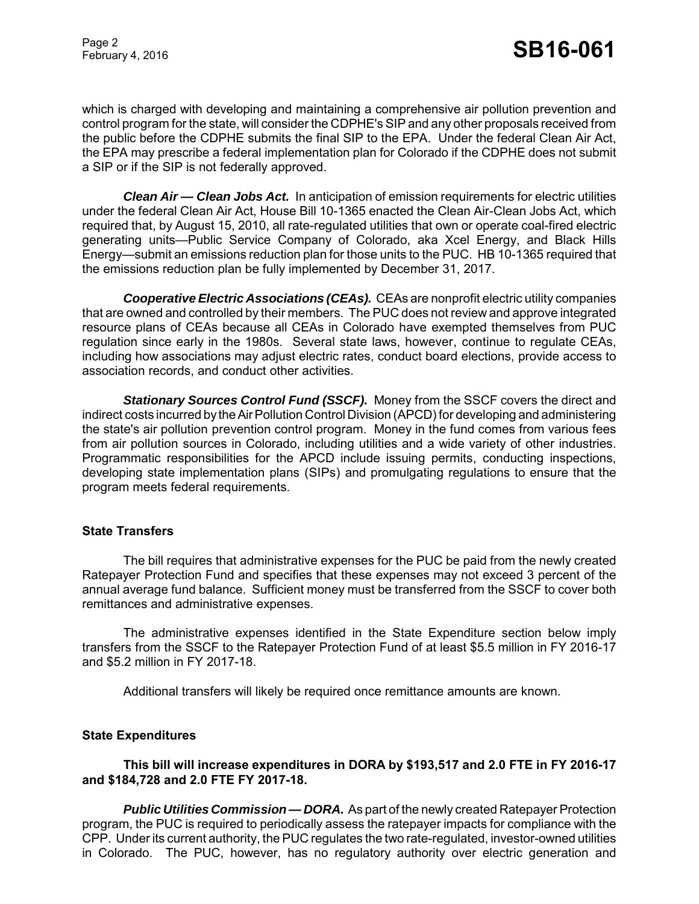which is charged with developing and maintaining a comprehensive air pollution prevention and control program for the state, will consider the CDPHE's SIP and any other proposals received from the public before the CDPHE submits the final SIP to the EPA. Under the federal Clean Air Act, the EPA may prescribe a federal implementation plan for Colorado if the CDPHE does not submit a SIP or if the SIP is not federally approved.

***Clean Air — Clean Jobs Act.*** In anticipation of emission requirements for electric utilities under the federal Clean Air Act, House Bill 10-1365 enacted the Clean Air-Clean Jobs Act, which required that, by August 15, 2010, all rate-regulated utilities that own or operate coal-fired electric generating units—Public Service Company of Colorado, aka Xcel Energy, and Black Hills Energy—submit an emissions reduction plan for those units to the PUC. HB 10-1365 required that the emissions reduction plan be fully implemented by December 31, 2017.

***Cooperative Electric Associations (CEAs).*** CEAs are nonprofit electric utility companies that are owned and controlled by their members. The PUC does not review and approve integrated resource plans of CEAs because all CEAs in Colorado have exempted themselves from PUC regulation since early in the 1980s. Several state laws, however, continue to regulate CEAs, including how associations may adjust electric rates, conduct board elections, provide access to association records, and conduct other activities.

***Stationary Sources Control Fund (SSCF).*** Money from the SSCF covers the direct and indirect costs incurred by the Air Pollution Control Division (APCD) for developing and administering the state's air pollution prevention control program. Money in the fund comes from various fees from air pollution sources in Colorado, including utilities and a wide variety of other industries. Programmatic responsibilities for the APCD include issuing permits, conducting inspections, developing state implementation plans (SIPs) and promulgating regulations to ensure that the program meets federal requirements.

## State Transfers

The bill requires that administrative expenses for the PUC be paid from the newly created Ratepayer Protection Fund and specifies that these expenses may not exceed 3 percent of the annual average fund balance. Sufficient money must be transferred from the SSCF to cover both remittances and administrative expenses.

The administrative expenses identified in the State Expenditure section below imply transfers from the SSCF to the Ratepayer Protection Fund of at least $5.5 million in FY 2016-17 and $5.2 million in FY 2017-18.

Additional transfers will likely be required once remittance amounts are known.

## State Expenditures

**This bill will increase expenditures in DORA by $193,517 and 2.0 FTE in FY 2016-17 and $184,728 and 2.0 FTE FY 2017-18.**

***Public Utilities Commission — DORA.*** As part of the newly created Ratepayer Protection program, the PUC is required to periodically assess the ratepayer impacts for compliance with the CPP. Under its current authority, the PUC regulates the two rate-regulated, investor-owned utilities in Colorado. The PUC, however, has no regulatory authority over electric generation and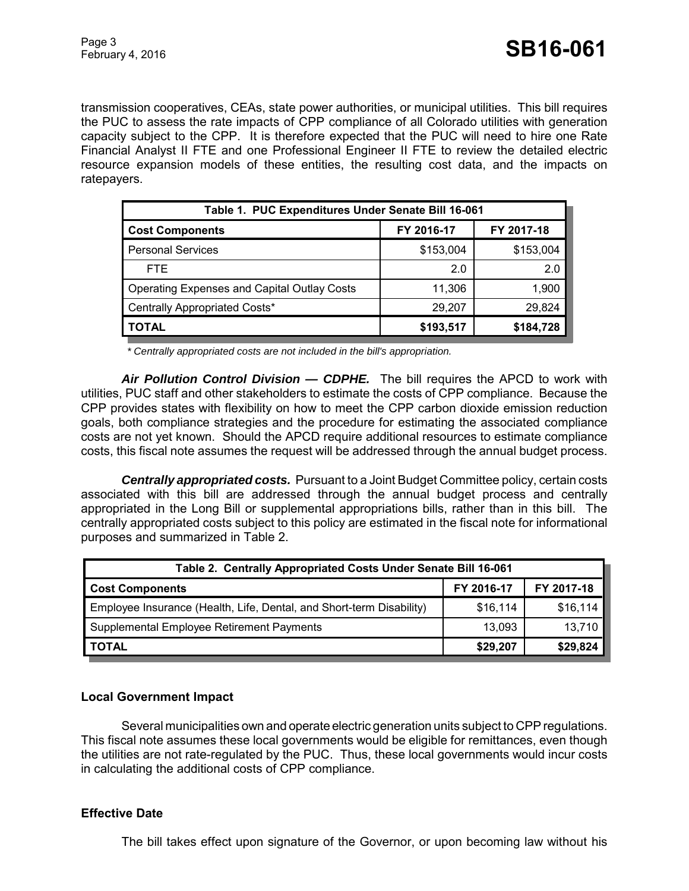transmission cooperatives, CEAs, state power authorities, or municipal utilities. This bill requires the PUC to assess the rate impacts of CPP compliance of all Colorado utilities with generation capacity subject to the CPP. It is therefore expected that the PUC will need to hire one Rate Financial Analyst II FTE and one Professional Engineer II FTE to review the detailed electric resource expansion models of these entities, the resulting cost data, and the impacts on ratepayers.

| Table 1. PUC Expenditures Under Senate Bill 16-061 | | |
|---|---|---|
| **Cost Components** | **FY 2016-17** | **FY 2017-18** |
| Personal Services | $153,004 | $153,004 |
| FTE | 2.0 | 2.0 |
| Operating Expenses and Capital Outlay Costs | 11,306 | 1,900 |
| Centrally Appropriated Costs* | 29,207 | 29,824 |
| **TOTAL** | **$193,517** | **$184,728** |

*\* Centrally appropriated costs are not included in the bill's appropriation.*

***Air Pollution Control Division — CDPHE.*** The bill requires the APCD to work with utilities, PUC staff and other stakeholders to estimate the costs of CPP compliance. Because the CPP provides states with flexibility on how to meet the CPP carbon dioxide emission reduction goals, both compliance strategies and the procedure for estimating the associated compliance costs are not yet known. Should the APCD require additional resources to estimate compliance costs, this fiscal note assumes the request will be addressed through the annual budget process.

***Centrally appropriated costs.*** Pursuant to a Joint Budget Committee policy, certain costs associated with this bill are addressed through the annual budget process and centrally appropriated in the Long Bill or supplemental appropriations bills, rather than in this bill. The centrally appropriated costs subject to this policy are estimated in the fiscal note for informational purposes and summarized in Table 2.

| Table 2. Centrally Appropriated Costs Under Senate Bill 16-061 | | |
|---|---|---|
| **Cost Components** | **FY 2016-17** | **FY 2017-18** |
| Employee Insurance (Health, Life, Dental, and Short-term Disability) | $16,114 | $16,114 |
| Supplemental Employee Retirement Payments | 13,093 | 13,710 |
| **TOTAL** | **$29,207** | **$29,824** |

### Local Government Impact

Several municipalities own and operate electric generation units subject to CPP regulations. This fiscal note assumes these local governments would be eligible for remittances, even though the utilities are not rate-regulated by the PUC. Thus, these local governments would incur costs in calculating the additional costs of CPP compliance.

### Effective Date

The bill takes effect upon signature of the Governor, or upon becoming law without his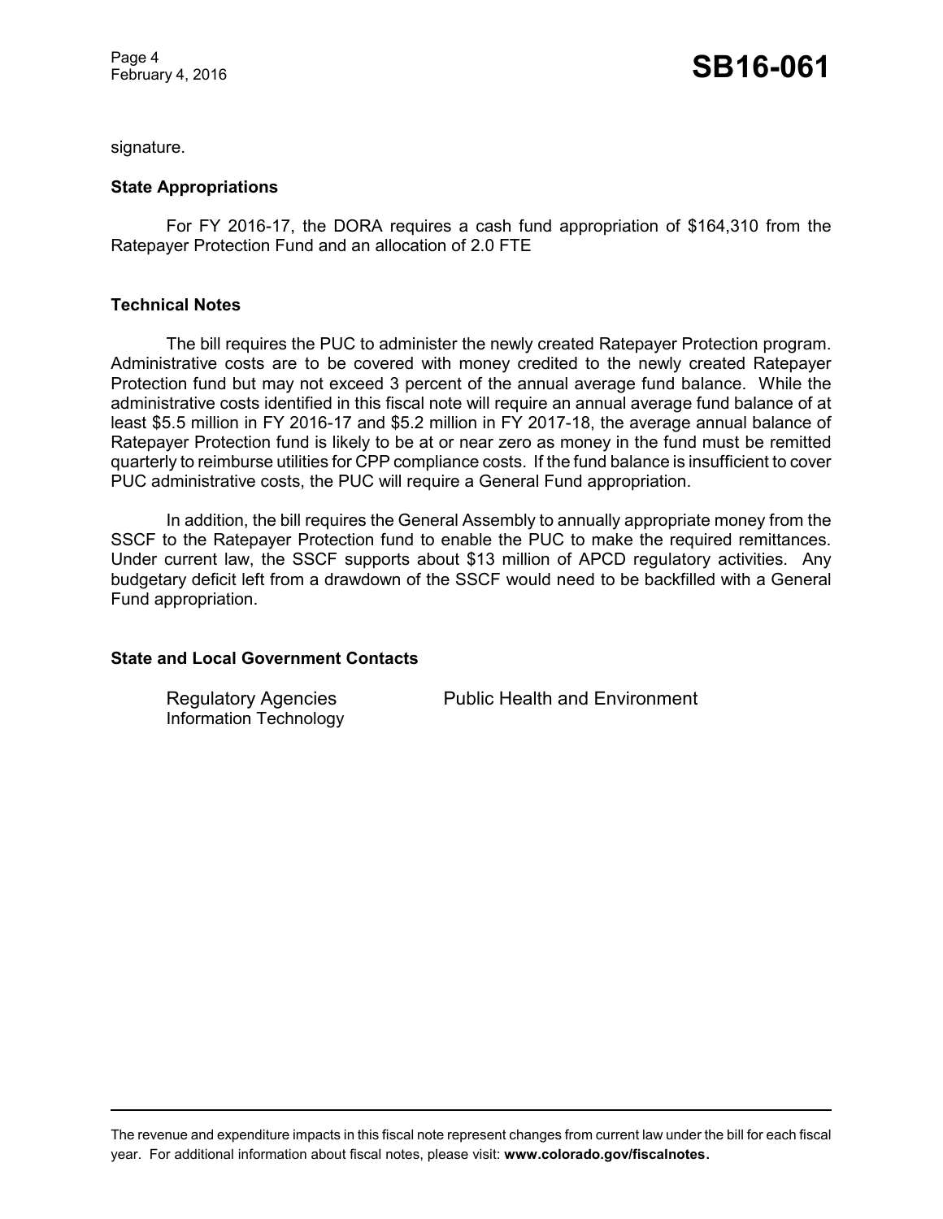signature.

**State Appropriations**

For FY 2016-17, the DORA requires a cash fund appropriation of $164,310 from the Ratepayer Protection Fund and an allocation of 2.0 FTE

**Technical Notes**

The bill requires the PUC to administer the newly created Ratepayer Protection program. Administrative costs are to be covered with money credited to the newly created Ratepayer Protection fund but may not exceed 3 percent of the annual average fund balance. While the administrative costs identified in this fiscal note will require an annual average fund balance of at least $5.5 million in FY 2016-17 and $5.2 million in FY 2017-18, the average annual balance of Ratepayer Protection fund is likely to be at or near zero as money in the fund must be remitted quarterly to reimburse utilities for CPP compliance costs. If the fund balance is insufficient to cover PUC administrative costs, the PUC will require a General Fund appropriation.

In addition, the bill requires the General Assembly to annually appropriate money from the SSCF to the Ratepayer Protection fund to enable the PUC to make the required remittances. Under current law, the SSCF supports about $13 million of APCD regulatory activities. Any budgetary deficit left from a drawdown of the SSCF would need to be backfilled with a General Fund appropriation.

**State and Local Government Contacts**

Regulatory Agencies
Public Health and Environment
Information Technology

The revenue and expenditure impacts in this fiscal note represent changes from current law under the bill for each fiscal year. For additional information about fiscal notes, please visit: **www.colorado.gov/fiscalnotes.**